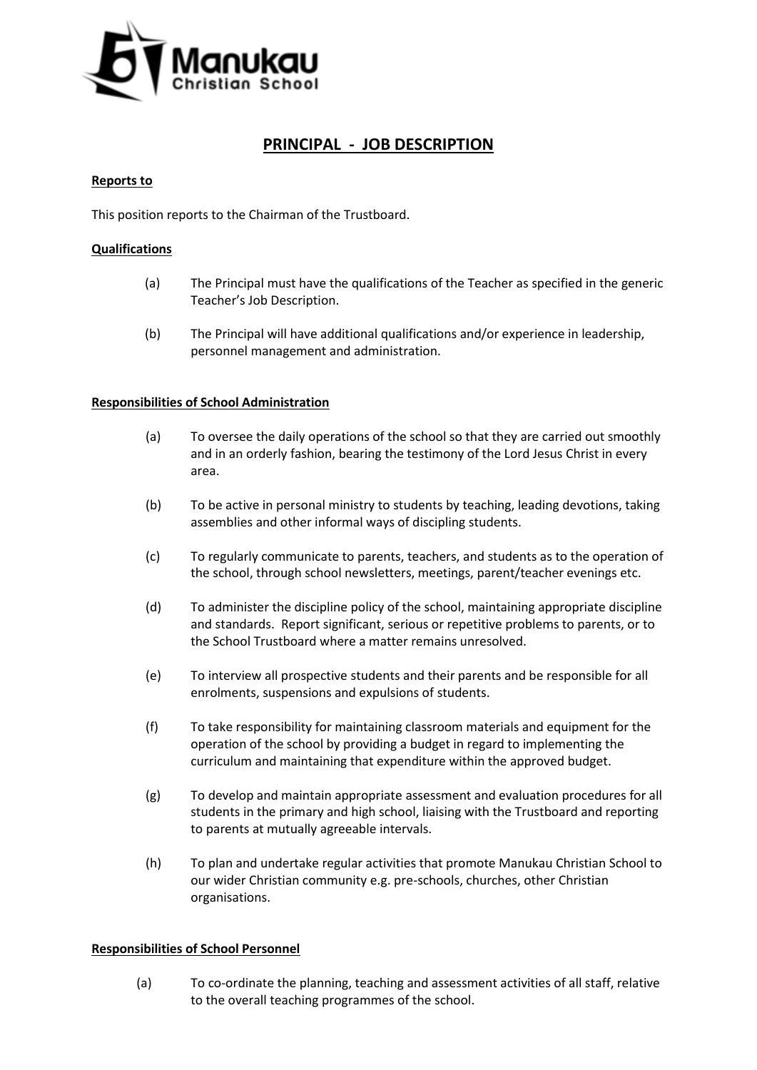Manukau Christian School

# PRINCIPAL - JOB DESCRIPTION

**Reports to**

This position reports to the Chairman of the Trustboard.

**Qualifications**

(a) The Principal must have the qualifications of the Teacher as specified in the generic Teacher's Job Description.

(b) The Principal will have additional qualifications and/or experience in leadership, personnel management and administration.

**Responsibilities of School Administration**

(a) To oversee the daily operations of the school so that they are carried out smoothly and in an orderly fashion, bearing the testimony of the Lord Jesus Christ in every area.

(b) To be active in personal ministry to students by teaching, leading devotions, taking assemblies and other informal ways of discipling students.

(c) To regularly communicate to parents, teachers, and students as to the operation of the school, through school newsletters, meetings, parent/teacher evenings etc.

(d) To administer the discipline policy of the school, maintaining appropriate discipline and standards. Report significant, serious or repetitive problems to parents, or to the School Trustboard where a matter remains unresolved.

(e) To interview all prospective students and their parents and be responsible for all enrolments, suspensions and expulsions of students.

(f) To take responsibility for maintaining classroom materials and equipment for the operation of the school by providing a budget in regard to implementing the curriculum and maintaining that expenditure within the approved budget.

(g) To develop and maintain appropriate assessment and evaluation procedures for all students in the primary and high school, liaising with the Trustboard and reporting to parents at mutually agreeable intervals.

(h) To plan and undertake regular activities that promote Manukau Christian School to our wider Christian community e.g. pre-schools, churches, other Christian organisations.

**Responsibilities of School Personnel**

(a) To co-ordinate the planning, teaching and assessment activities of all staff, relative to the overall teaching programmes of the school.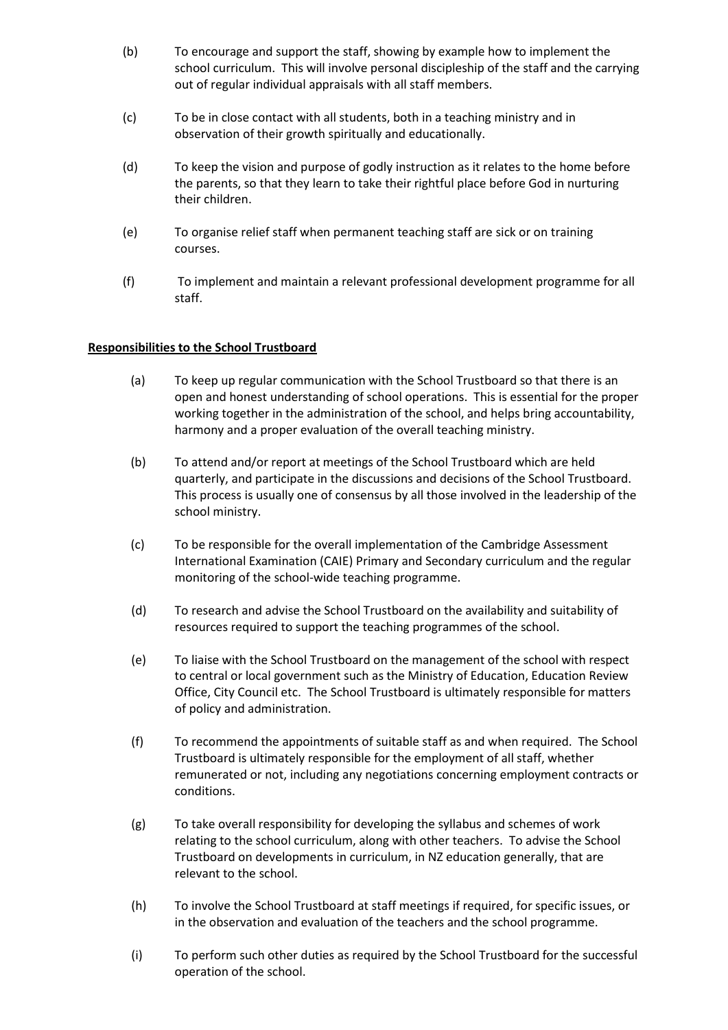(b) To encourage and support the staff, showing by example how to implement the school curriculum. This will involve personal discipleship of the staff and the carrying out of regular individual appraisals with all staff members.

(c) To be in close contact with all students, both in a teaching ministry and in observation of their growth spiritually and educationally.

(d) To keep the vision and purpose of godly instruction as it relates to the home before the parents, so that they learn to take their rightful place before God in nurturing their children.

(e) To organise relief staff when permanent teaching staff are sick or on training courses.

(f) To implement and maintain a relevant professional development programme for all staff.

**Responsibilities to the School Trustboard**

(a) To keep up regular communication with the School Trustboard so that there is an open and honest understanding of school operations. This is essential for the proper working together in the administration of the school, and helps bring accountability, harmony and a proper evaluation of the overall teaching ministry.

(b) To attend and/or report at meetings of the School Trustboard which are held quarterly, and participate in the discussions and decisions of the School Trustboard. This process is usually one of consensus by all those involved in the leadership of the school ministry.

(c) To be responsible for the overall implementation of the Cambridge Assessment International Examination (CAIE) Primary and Secondary curriculum and the regular monitoring of the school-wide teaching programme.

(d) To research and advise the School Trustboard on the availability and suitability of resources required to support the teaching programmes of the school.

(e) To liaise with the School Trustboard on the management of the school with respect to central or local government such as the Ministry of Education, Education Review Office, City Council etc. The School Trustboard is ultimately responsible for matters of policy and administration.

(f) To recommend the appointments of suitable staff as and when required. The School Trustboard is ultimately responsible for the employment of all staff, whether remunerated or not, including any negotiations concerning employment contracts or conditions.

(g) To take overall responsibility for developing the syllabus and schemes of work relating to the school curriculum, along with other teachers. To advise the School Trustboard on developments in curriculum, in NZ education generally, that are relevant to the school.

(h) To involve the School Trustboard at staff meetings if required, for specific issues, or in the observation and evaluation of the teachers and the school programme.

(i) To perform such other duties as required by the School Trustboard for the successful operation of the school.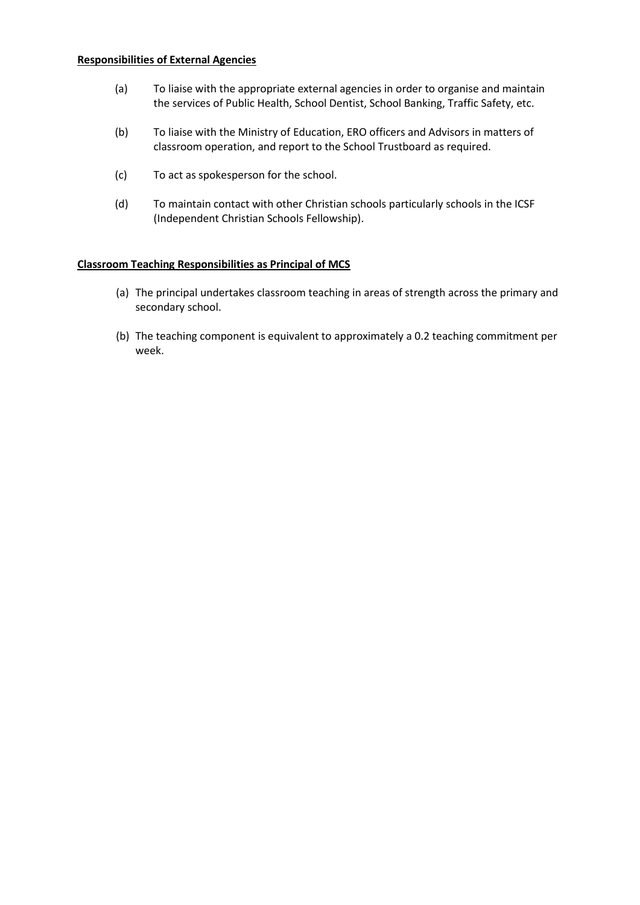**Responsibilities of External Agencies**

(a) To liaise with the appropriate external agencies in order to organise and maintain the services of Public Health, School Dentist, School Banking, Traffic Safety, etc.

(b) To liaise with the Ministry of Education, ERO officers and Advisors in matters of classroom operation, and report to the School Trustboard as required.

(c) To act as spokesperson for the school.

(d) To maintain contact with other Christian schools particularly schools in the ICSF (Independent Christian Schools Fellowship).

**Classroom Teaching Responsibilities as Principal of MCS**

(a) The principal undertakes classroom teaching in areas of strength across the primary and secondary school.

(b) The teaching component is equivalent to approximately a 0.2 teaching commitment per week.